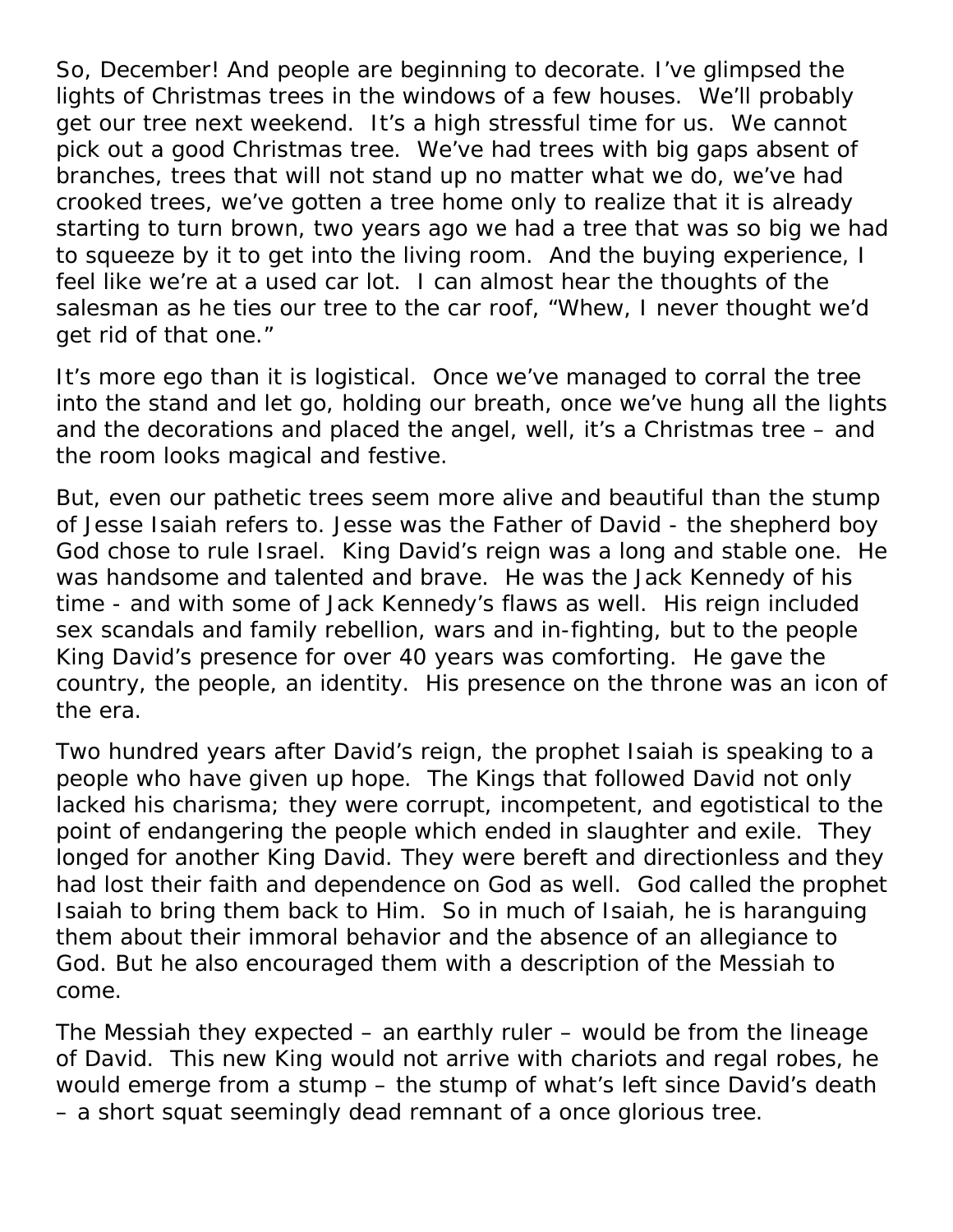So, December! And people are beginning to decorate. I've glimpsed the lights of Christmas trees in the windows of a few houses. We'll probably get our tree next weekend. It's a high stressful time for us. We cannot pick out a good Christmas tree. We've had trees with big gaps absent of branches, trees that will not stand up no matter what we do, we've had crooked trees, we've gotten a tree home only to realize that it is already starting to turn brown, two years ago we had a tree that was so big we had to squeeze by it to get into the living room. And the buying experience, I feel like we're at a used car lot. I can almost hear the thoughts of the salesman as he ties our tree to the car roof, "Whew, I never thought we'd get rid of that one."

It's more ego than it is logistical. Once we've managed to corral the tree into the stand and let go, holding our breath, once we've hung all the lights and the decorations and placed the angel, well, it's a Christmas tree – and the room looks magical and festive.

But, even our pathetic trees seem more alive and beautiful than the stump of Jesse Isaiah refers to. Jesse was the Father of David - the shepherd boy God chose to rule Israel. King David's reign was a long and stable one. He was handsome and talented and brave. He was the Jack Kennedy of his time - and with some of Jack Kennedy's flaws as well. His reign included sex scandals and family rebellion, wars and in-fighting, but to the people King David's presence for over 40 years was comforting. He gave the country, the people, an identity. His presence on the throne was an icon of the era.

Two hundred years after David's reign, the prophet Isaiah is speaking to a people who have given up hope. The Kings that followed David not only lacked his charisma; they were corrupt, incompetent, and egotistical to the point of endangering the people which ended in slaughter and exile. They longed for another King David. They were bereft and directionless and they had lost their faith and dependence on God as well. God called the prophet Isaiah to bring them back to Him. So in much of Isaiah, he is haranguing them about their immoral behavior and the absence of an allegiance to God. But he also encouraged them with a description of the Messiah to come.

The Messiah they expected – an earthly ruler – would be from the lineage of David. This new King would not arrive with chariots and regal robes, he would emerge from a stump – the stump of what's left since David's death – a short squat seemingly dead remnant of a once glorious tree.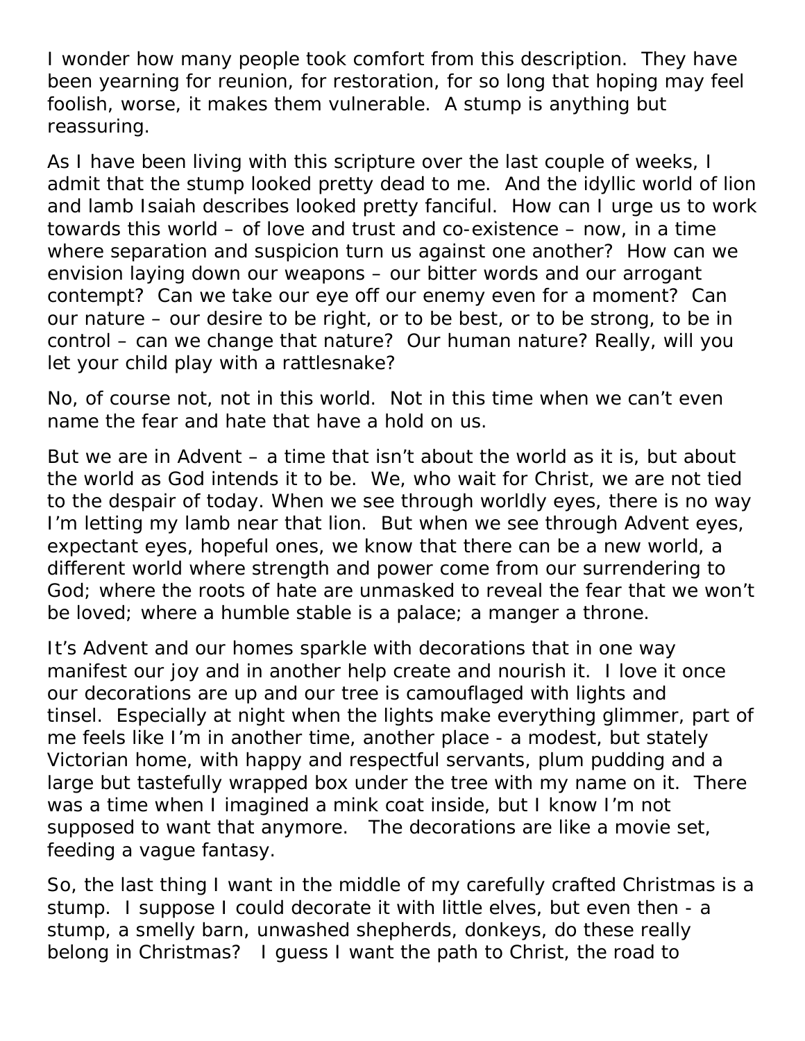I wonder how many people took comfort from this description. They have been yearning for reunion, for restoration, for so long that hoping may feel foolish, worse, it makes them vulnerable. A stump is anything but reassuring.

As I have been living with this scripture over the last couple of weeks, I admit that the stump looked pretty dead to me. And the idyllic world of lion and lamb Isaiah describes looked pretty fanciful. How can I urge us to work towards this world – of love and trust and co-existence – now, in a time where separation and suspicion turn us against one another? How can we envision laying down our weapons – our bitter words and our arrogant contempt? Can we take our eye off our enemy even for a moment? Can our nature – our desire to be right, or to be best, or to be strong, to be in control – can we change that nature? Our human nature? Really, will you let your child play with a rattlesnake?

No, of course not, not in this world. Not in this time when we can't even name the fear and hate that have a hold on us.

But we are in Advent – a time that isn't about the world as it is, but about the world as God intends it to be. We, who wait for Christ, we are not tied to the despair of today. When we see through worldly eyes, there is no way I'm letting my lamb near that lion. But when we see through Advent eyes, expectant eyes, hopeful ones, we know that there can be a new world, a different world where strength and power come from our surrendering to God; where the roots of hate are unmasked to reveal the fear that we won't be loved; where a humble stable is a palace; a manger a throne.

It's Advent and our homes sparkle with decorations that in one way manifest our joy and in another help create and nourish it. I love it once our decorations are up and our tree is camouflaged with lights and tinsel. Especially at night when the lights make everything glimmer, part of me feels like I'm in another time, another place - a modest, but stately Victorian home, with happy and respectful servants, plum pudding and a large but tastefully wrapped box under the tree with my name on it. There was a time when I imagined a mink coat inside, but I know I'm not supposed to want that anymore. The decorations are like a movie set, feeding a vague fantasy.

So, the last thing I want in the middle of my carefully crafted Christmas is a stump. I suppose I could decorate it with little elves, but even then - a stump, a smelly barn, unwashed shepherds, donkeys, do these really belong in Christmas? I guess I want the path to Christ, the road to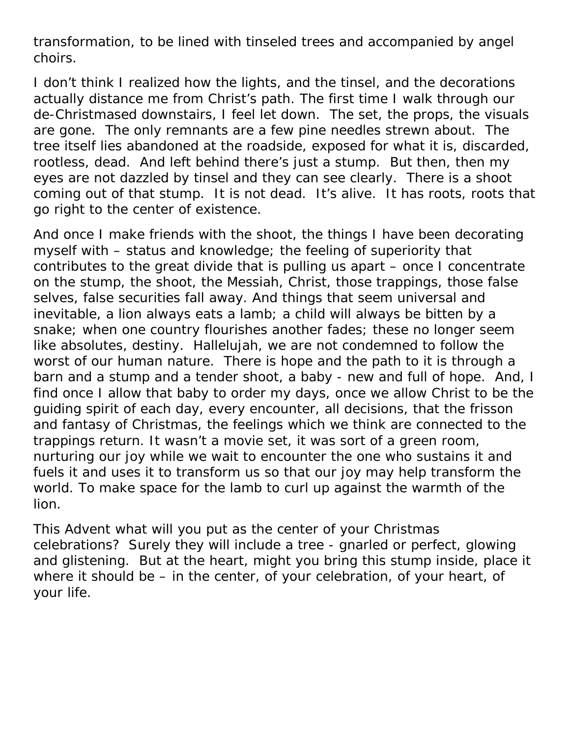transformation, to be lined with tinseled trees and accompanied by angel choirs.

I don't think I realized how the lights, and the tinsel, and the decorations actually distance me from Christ's path. The first time I walk through our de-Christmased downstairs, I feel let down. The set, the props, the visuals are gone. The only remnants are a few pine needles strewn about. The tree itself lies abandoned at the roadside, exposed for what it is, discarded, rootless, dead. And left behind there's just a stump. But then, then my eyes are not dazzled by tinsel and they can see clearly. There is a shoot coming out of that stump. It is not dead. It's alive. It has roots, roots that go right to the center of existence.

And once I make friends with the shoot, the things I have been decorating myself with – status and knowledge; the feeling of superiority that contributes to the great divide that is pulling us apart – once I concentrate on the stump, the shoot, the Messiah, Christ, those trappings, those false selves, false securities fall away. And things that seem universal and inevitable, a lion always eats a lamb; a child will always be bitten by a snake; when one country flourishes another fades; these no longer seem like absolutes, destiny. Hallelujah, we are not condemned to follow the worst of our human nature. There is hope and the path to it is through a barn and a stump and a tender shoot, a baby - new and full of hope. And, I find once I allow that baby to order my days, once we allow Christ to be the guiding spirit of each day, every encounter, all decisions, that the frisson and fantasy of Christmas, the feelings which we think are connected to the trappings return. It wasn't a movie set, it was sort of a green room, nurturing our joy while we wait to encounter the one who sustains it and fuels it and uses it to transform us so that our joy may help transform the world. To make space for the lamb to curl up against the warmth of the lion.

This Advent what will you put as the center of your Christmas celebrations? Surely they will include a tree - gnarled or perfect, glowing and glistening. But at the heart, might you bring this stump inside, place it where it should be – in the center, of your celebration, of your heart, of your life.